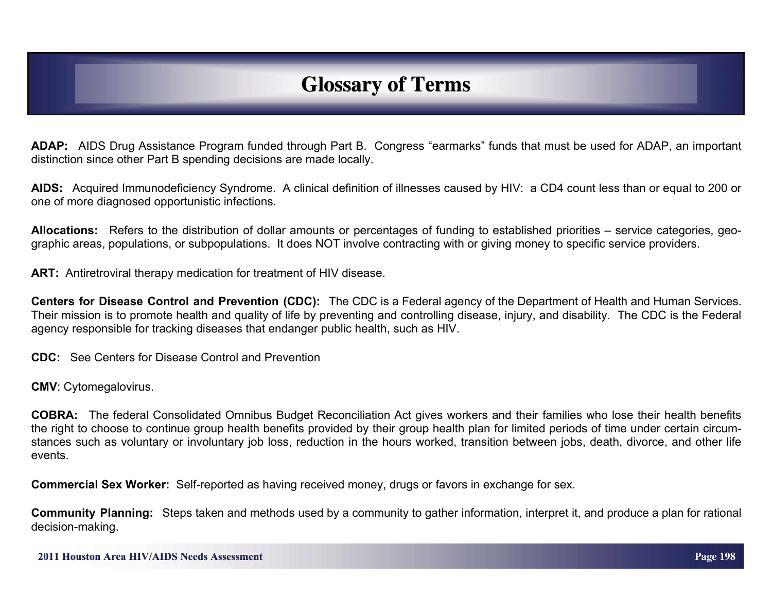# Glossary of Terms

**ADAP:** AIDS Drug Assistance Program funded through Part B. Congress "earmarks" funds that must be used for ADAP, an important distinction since other Part B spending decisions are made locally.

**AIDS:** Acquired Immunodeficiency Syndrome. A clinical definition of illnesses caused by HIV: a CD4 count less than or equal to 200 or one of more diagnosed opportunistic infections.

**Allocations:** Refers to the distribution of dollar amounts or percentages of funding to established priorities – service categories, geographic areas, populations, or subpopulations. It does NOT involve contracting with or giving money to specific service providers.

**ART:** Antiretroviral therapy medication for treatment of HIV disease.

**Centers for Disease Control and Prevention (CDC):** The CDC is a Federal agency of the Department of Health and Human Services. Their mission is to promote health and quality of life by preventing and controlling disease, injury, and disability. The CDC is the Federal agency responsible for tracking diseases that endanger public health, such as HIV.

**CDC:** See Centers for Disease Control and Prevention

**CMV**: Cytomegalovirus.

**COBRA:** The federal Consolidated Omnibus Budget Reconciliation Act gives workers and their families who lose their health benefits the right to choose to continue group health benefits provided by their group health plan for limited periods of time under certain circumstances such as voluntary or involuntary job loss, reduction in the hours worked, transition between jobs, death, divorce, and other life events.

**Commercial Sex Worker:** Self-reported as having received money, drugs or favors in exchange for sex.

**Community Planning:** Steps taken and methods used by a community to gather information, interpret it, and produce a plan for rational decision-making.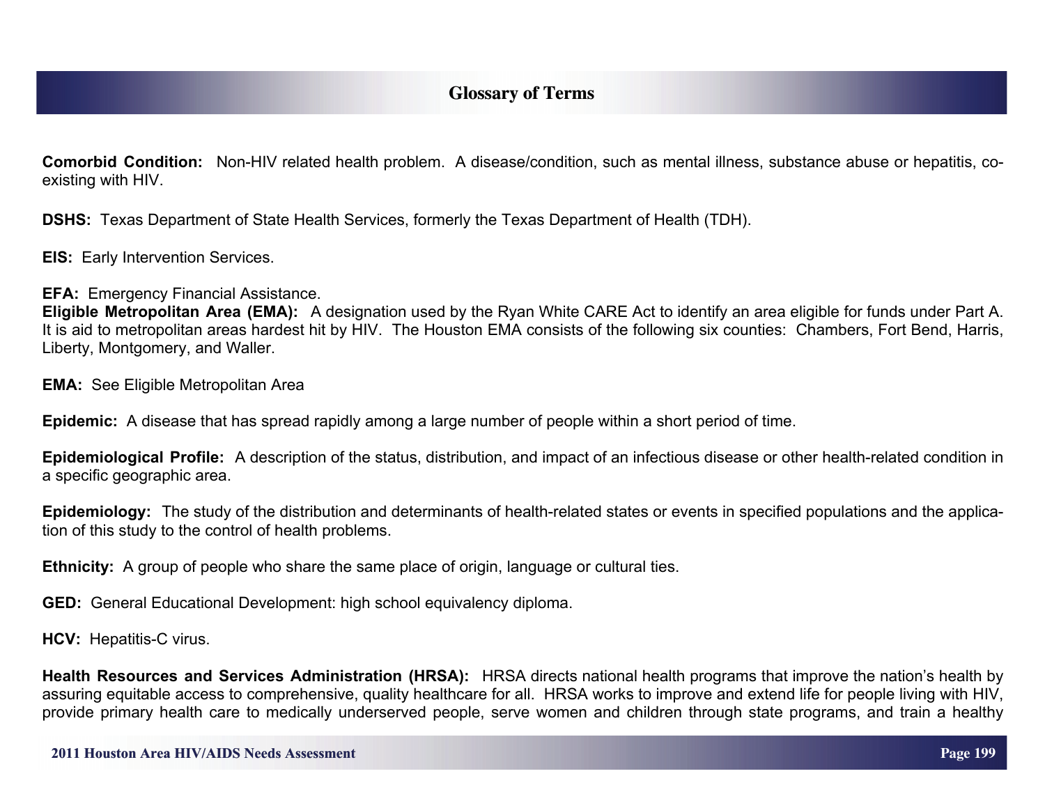# Glossary of Terms

**Comorbid Condition:** Non-HIV related health problem. A disease/condition, such as mental illness, substance abuse or hepatitis, co-existing with HIV.

**DSHS:** Texas Department of State Health Services, formerly the Texas Department of Health (TDH).

**EIS:** Early Intervention Services.

**EFA:** Emergency Financial Assistance.

**Eligible Metropolitan Area (EMA):** A designation used by the Ryan White CARE Act to identify an area eligible for funds under Part A. It is aid to metropolitan areas hardest hit by HIV. The Houston EMA consists of the following six counties: Chambers, Fort Bend, Harris, Liberty, Montgomery, and Waller.

**EMA:** See Eligible Metropolitan Area

**Epidemic:** A disease that has spread rapidly among a large number of people within a short period of time.

**Epidemiological Profile:** A description of the status, distribution, and impact of an infectious disease or other health-related condition in a specific geographic area.

**Epidemiology:** The study of the distribution and determinants of health-related states or events in specified populations and the application of this study to the control of health problems.

**Ethnicity:** A group of people who share the same place of origin, language or cultural ties.

**GED:** General Educational Development: high school equivalency diploma.

**HCV:** Hepatitis-C virus.

**Health Resources and Services Administration (HRSA):** HRSA directs national health programs that improve the nation's health by assuring equitable access to comprehensive, quality healthcare for all. HRSA works to improve and extend life for people living with HIV, provide primary health care to medically underserved people, serve women and children through state programs, and train a healthy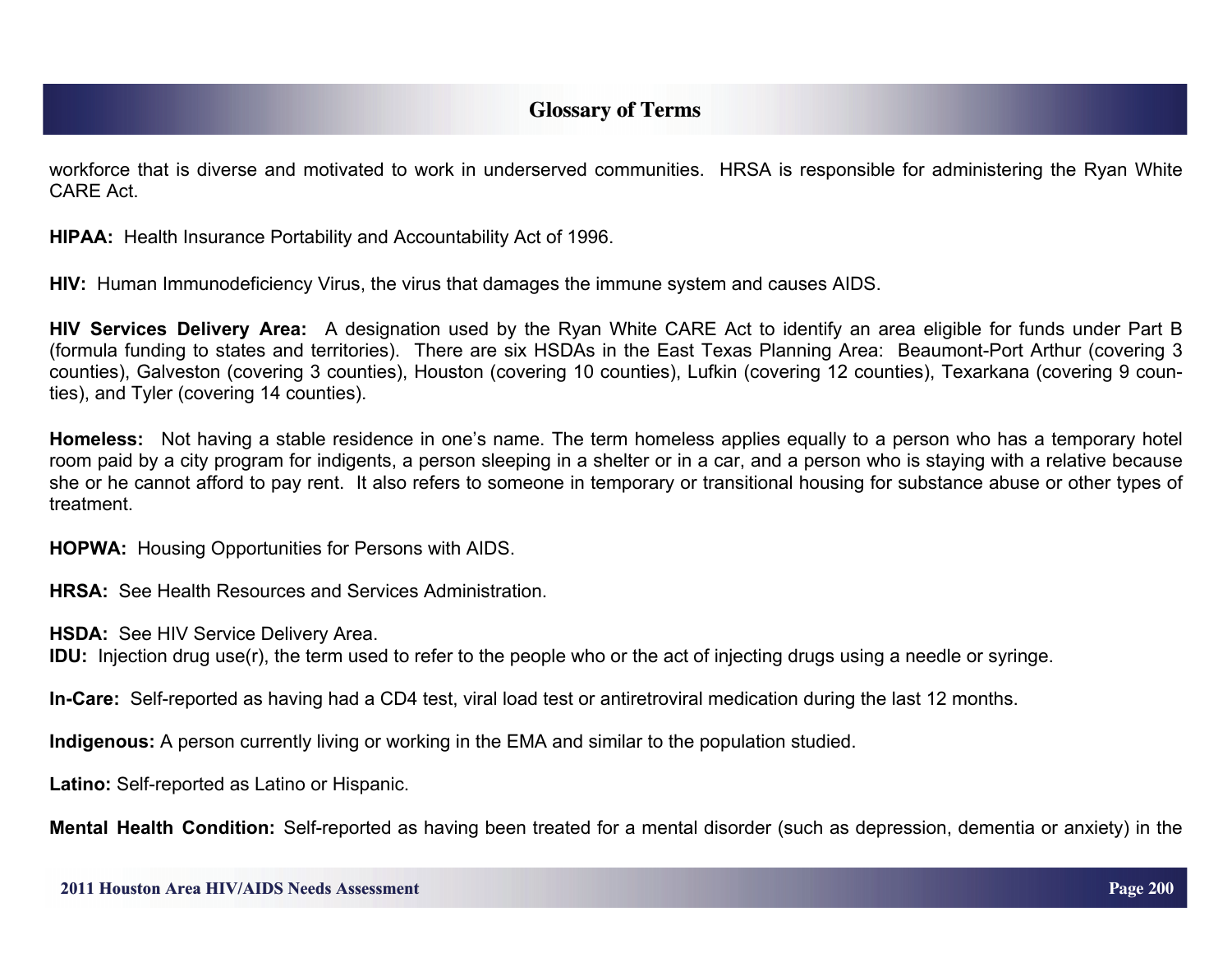workforce that is diverse and motivated to work in underserved communities.  HRSA is responsible for administering the Ryan White CARE Act.

**HIPAA:** Health Insurance Portability and Accountability Act of 1996.

**HIV:** Human Immunodeficiency Virus, the virus that damages the immune system and causes AIDS.

**HIV Services Delivery Area:** A designation used by the Ryan White CARE Act to identify an area eligible for funds under Part B (formula funding to states and territories).  There are six HSDAs in the East Texas Planning Area:  Beaumont-Port Arthur (covering 3 counties), Galveston (covering 3 counties), Houston (covering 10 counties), Lufkin (covering 12 counties), Texarkana (covering 9 counties), and Tyler (covering 14 counties).

**Homeless:** Not having a stable residence in one's name. The term homeless applies equally to a person who has a temporary hotel room paid by a city program for indigents, a person sleeping in a shelter or in a car, and a person who is staying with a relative because she or he cannot afford to pay rent.  It also refers to someone in temporary or transitional housing for substance abuse or other types of treatment.

**HOPWA:** Housing Opportunities for Persons with AIDS.

**HRSA:** See Health Resources and Services Administration.

**HSDA:** See HIV Service Delivery Area.

**IDU:** Injection drug use(r), the term used to refer to the people who or the act of injecting drugs using a needle or syringe.

**In-Care:** Self-reported as having had a CD4 test, viral load test or antiretroviral medication during the last 12 months.

**Indigenous:** A person currently living or working in the EMA and similar to the population studied.

**Latino:** Self-reported as Latino or Hispanic.

**Mental Health Condition:** Self-reported as having been treated for a mental disorder (such as depression, dementia or anxiety) in the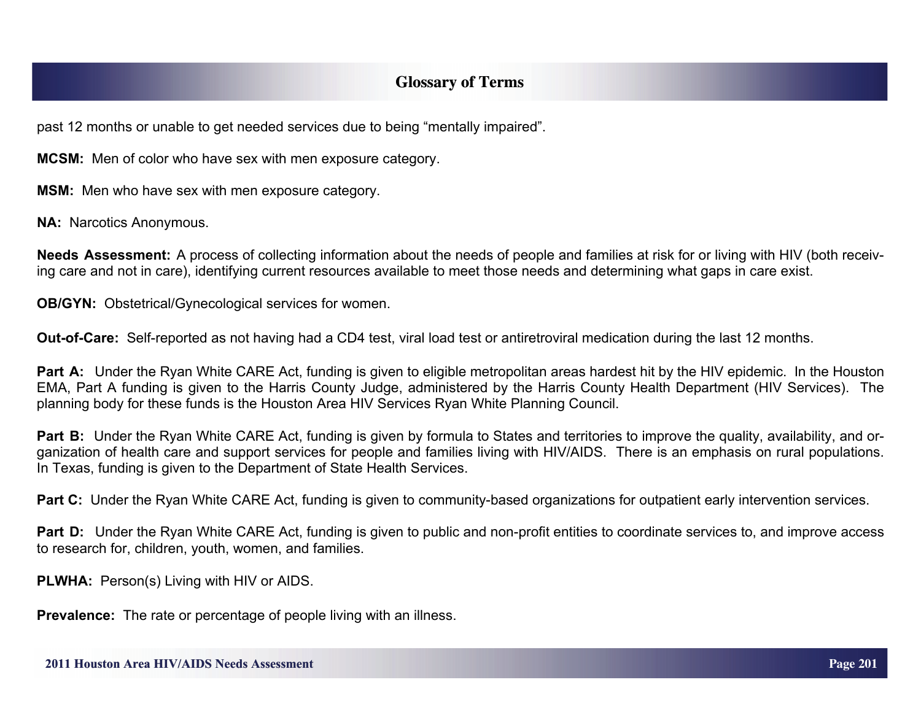past 12 months or unable to get needed services due to being "mentally impaired".

**MCSM:** Men of color who have sex with men exposure category.

**MSM:** Men who have sex with men exposure category.

**NA:** Narcotics Anonymous.

**Needs Assessment:** A process of collecting information about the needs of people and families at risk for or living with HIV (both receiving care and not in care), identifying current resources available to meet those needs and determining what gaps in care exist.

**OB/GYN:** Obstetrical/Gynecological services for women.

**Out-of-Care:** Self-reported as not having had a CD4 test, viral load test or antiretroviral medication during the last 12 months.

**Part A:** Under the Ryan White CARE Act, funding is given to eligible metropolitan areas hardest hit by the HIV epidemic. In the Houston EMA, Part A funding is given to the Harris County Judge, administered by the Harris County Health Department (HIV Services). The planning body for these funds is the Houston Area HIV Services Ryan White Planning Council.

**Part B:** Under the Ryan White CARE Act, funding is given by formula to States and territories to improve the quality, availability, and organization of health care and support services for people and families living with HIV/AIDS. There is an emphasis on rural populations. In Texas, funding is given to the Department of State Health Services.

**Part C:** Under the Ryan White CARE Act, funding is given to community-based organizations for outpatient early intervention services.

**Part D:** Under the Ryan White CARE Act, funding is given to public and non-profit entities to coordinate services to, and improve access to research for, children, youth, women, and families.

**PLWHA:** Person(s) Living with HIV or AIDS.

**Prevalence:** The rate or percentage of people living with an illness.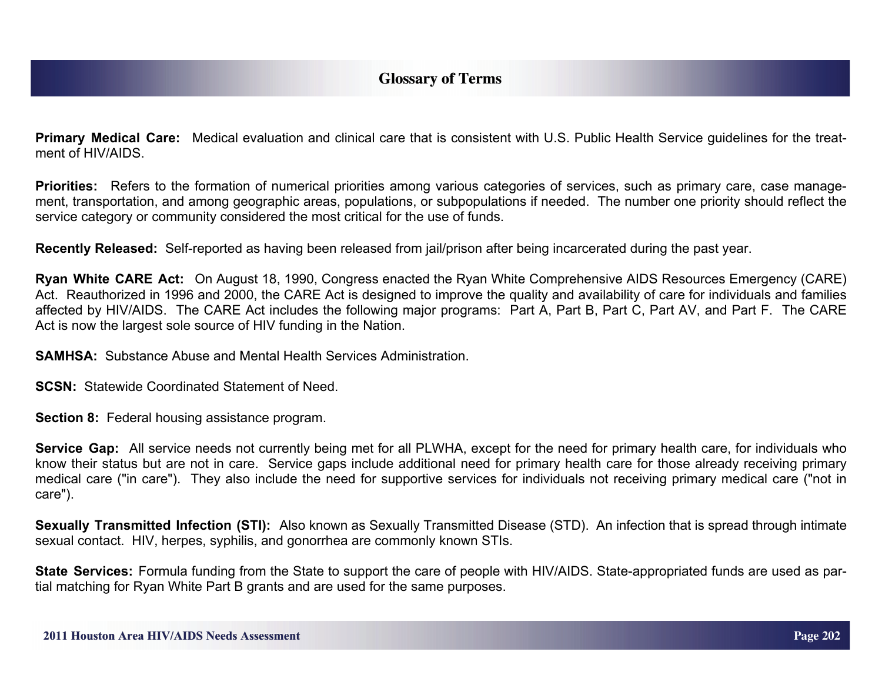## Glossary of Terms

**Primary Medical Care:** Medical evaluation and clinical care that is consistent with U.S. Public Health Service guidelines for the treatment of HIV/AIDS.

**Priorities:** Refers to the formation of numerical priorities among various categories of services, such as primary care, case management, transportation, and among geographic areas, populations, or subpopulations if needed. The number one priority should reflect the service category or community considered the most critical for the use of funds.

**Recently Released:** Self-reported as having been released from jail/prison after being incarcerated during the past year.

**Ryan White CARE Act:** On August 18, 1990, Congress enacted the Ryan White Comprehensive AIDS Resources Emergency (CARE) Act. Reauthorized in 1996 and 2000, the CARE Act is designed to improve the quality and availability of care for individuals and families affected by HIV/AIDS. The CARE Act includes the following major programs: Part A, Part B, Part C, Part AV, and Part F. The CARE Act is now the largest sole source of HIV funding in the Nation.

**SAMHSA:** Substance Abuse and Mental Health Services Administration.

**SCSN:** Statewide Coordinated Statement of Need.

**Section 8:** Federal housing assistance program.

**Service Gap:** All service needs not currently being met for all PLWHA, except for the need for primary health care, for individuals who know their status but are not in care. Service gaps include additional need for primary health care for those already receiving primary medical care ("in care"). They also include the need for supportive services for individuals not receiving primary medical care ("not in care").

**Sexually Transmitted Infection (STI):** Also known as Sexually Transmitted Disease (STD). An infection that is spread through intimate sexual contact. HIV, herpes, syphilis, and gonorrhea are commonly known STIs.

**State Services:** Formula funding from the State to support the care of people with HIV/AIDS. State-appropriated funds are used as partial matching for Ryan White Part B grants and are used for the same purposes.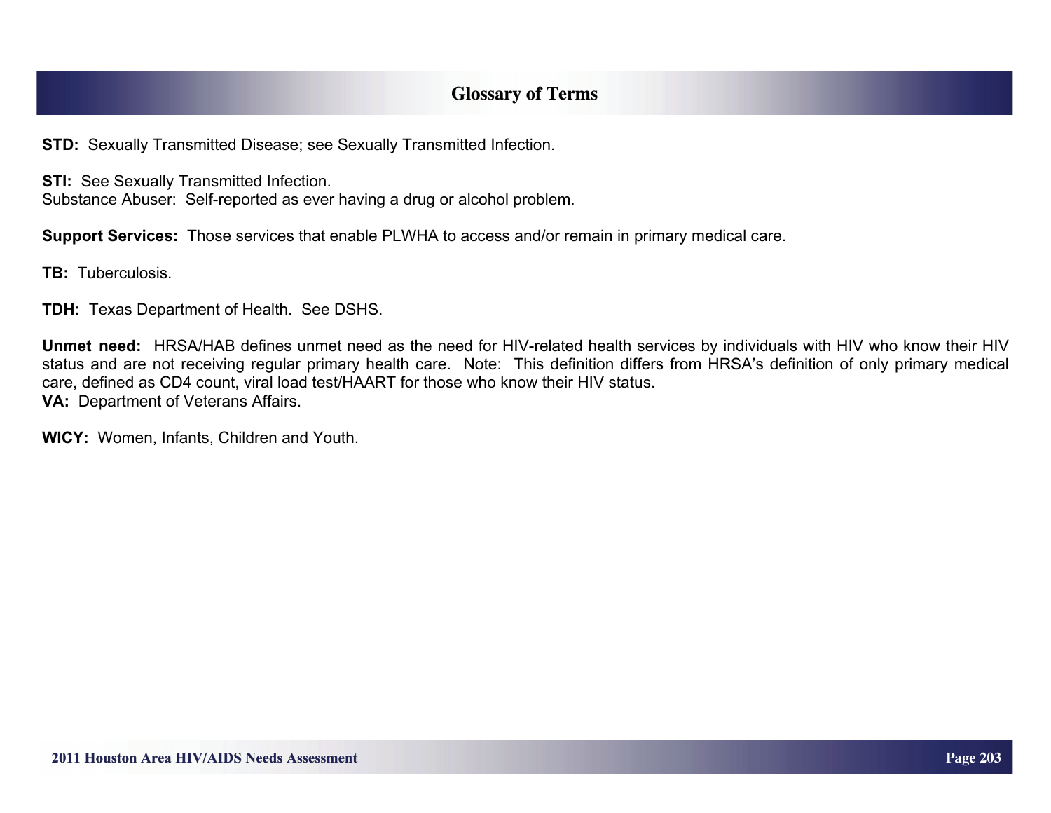## Glossary of Terms

**STD:** Sexually Transmitted Disease; see Sexually Transmitted Infection.

**STI:** See Sexually Transmitted Infection.
Substance Abuser: Self-reported as ever having a drug or alcohol problem.

**Support Services:** Those services that enable PLWHA to access and/or remain in primary medical care.

**TB:** Tuberculosis.

**TDH:** Texas Department of Health. See DSHS.

**Unmet need:** HRSA/HAB defines unmet need as the need for HIV-related health services by individuals with HIV who know their HIV status and are not receiving regular primary health care. Note: This definition differs from HRSA's definition of only primary medical care, defined as CD4 count, viral load test/HAART for those who know their HIV status.
**VA:** Department of Veterans Affairs.

**WICY:** Women, Infants, Children and Youth.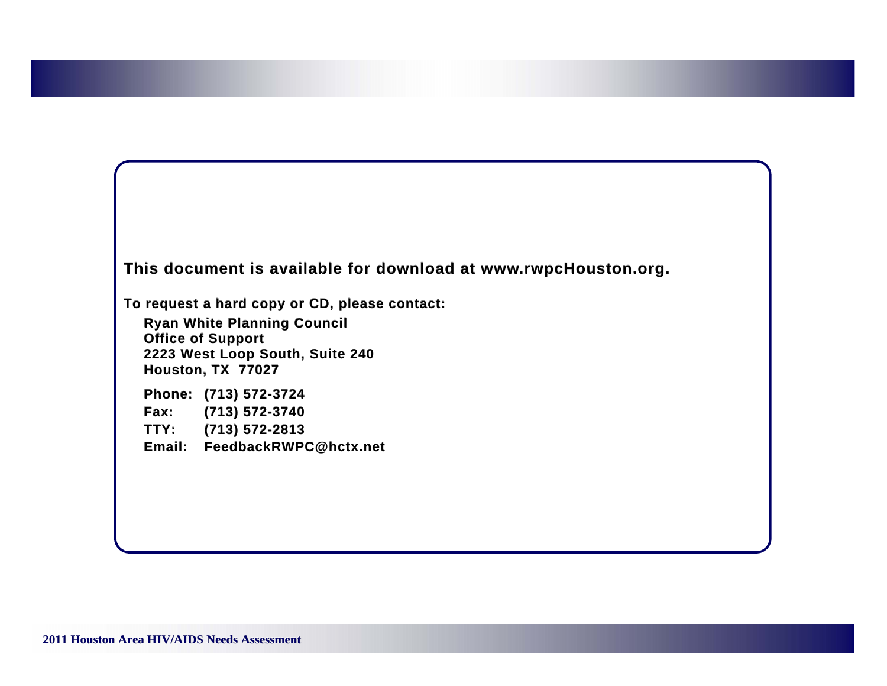**This document is available for download at www.rwpcHouston.org.**

**To request a hard copy or CD, please contact:**

**Ryan White Planning Council**
**Office of Support**
**2223 West Loop South, Suite 240**
**Houston, TX 77027**

**Phone:** **(713) 572-3724**
**Fax:** **(713) 572-3740**
**TTY:** **(713) 572-2813**
**Email:** **FeedbackRWPC@hctx.net**